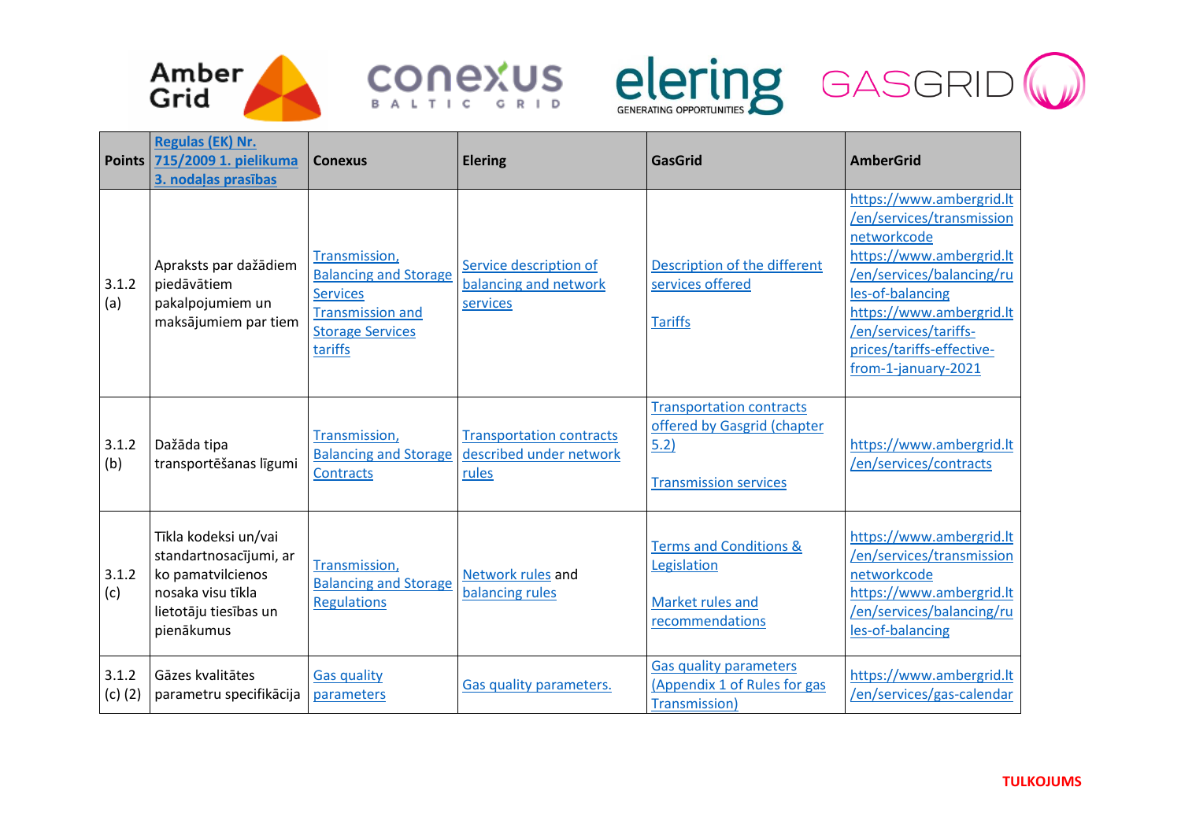| Points | Regulas (EK) Nr. 715/2009 1. pielikuma 3. nodaļas prasības | Conexus | Elering | GasGrid | AmberGrid |
|---|---|---|---|---|---|
| 3.1.2 (a) | Apraksts par dažādiem piedāvātiem pakalpojumiem un maksājumiem par tiem | Transmission, Balancing and Storage Services<br>Transmission and Storage Services tariffs | Service description of balancing and network services | Description of the different services offered<br><br>Tariffs | https://www.ambergrid.lt/en/services/transmission networkcode<br>https://www.ambergrid.lt/en/services/balancing/rules-of-balancing<br>https://www.ambergrid.lt/en/services/tariffs-prices/tariffs-effective-from-1-january-2021 |
| 3.1.2 (b) | Dažāda tipa transportēšanas līgumi | Transmission, Balancing and Storage Contracts | Transportation contracts described under network rules | Transportation contracts offered by Gasgrid (chapter 5.2)<br><br>Transmission services | https://www.ambergrid.lt/en/services/contracts |
| 3.1.2 (c) | Tīkla kodeksi un/vai standartnosacījumi, ar ko pamatvilcienos nosaka visu tīkla lietotāju tiesības un pienākumus | Transmission, Balancing and Storage Regulations | Network rules and balancing rules | Terms and Conditions & Legislation<br><br>Market rules and recommendations | https://www.ambergrid.lt/en/services/transmission networkcode<br>https://www.ambergrid.lt/en/services/balancing/rules-of-balancing |
| 3.1.2 (c) (2) | Gāzes kvalitātes parametru specifikācija | Gas quality parameters | Gas quality parameters. | Gas quality parameters (Appendix 1 of Rules for gas Transmission) | https://www.ambergrid.lt/en/services/gas-calendar |

TULKOJUMS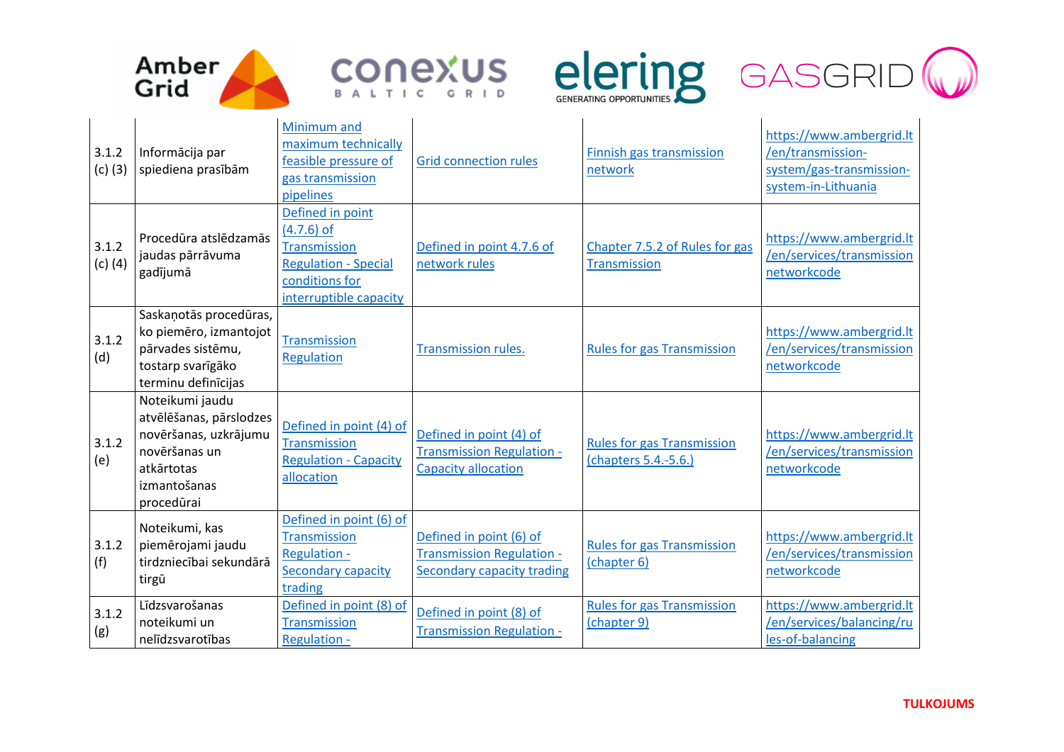| | | | | | |
|---|---|---|---|---|---|
| 3.1.2 (c) (3) | Informācija par spiediena prasībām | Minimum and maximum technically feasible pressure of gas transmission pipelines | Grid connection rules | Finnish gas transmission network | https://www.ambergrid.lt/en/transmission-system/gas-transmission-system-in-Lithuania |
| 3.1.2 (c) (4) | Procedūra atslēdzamās jaudas pārrāvuma gadījumā | Defined in point (4.7.6) of Transmission Regulation - Special conditions for interruptible capacity | Defined in point 4.7.6 of network rules | Chapter 7.5.2 of Rules for gas Transmission | https://www.ambergrid.lt/en/services/transmission networkcode |
| 3.1.2 (d) | Saskaņotās procedūras, ko piemēro, izmantojot pārvades sistēmu, tostarp svarīgāko terminu definīcijas | Transmission Regulation | Transmission rules. | Rules for gas Transmission | https://www.ambergrid.lt/en/services/transmission networkcode |
| 3.1.2 (e) | Noteikumi jaudu atvēlēšanas, pārslodzes novēršanas, uzkrājumu novēršanas un atkārtotas izmantošanas procedūrai | Defined in point (4) of Transmission Regulation - Capacity allocation | Defined in point (4) of Transmission Regulation - Capacity allocation | Rules for gas Transmission (chapters 5.4.-5.6.) | https://www.ambergrid.lt/en/services/transmission networkcode |
| 3.1.2 (f) | Noteikumi, kas piemērojami jaudu tirdzniecībai sekundārā tirgū | Defined in point (6) of Transmission Regulation - Secondary capacity trading | Defined in point (6) of Transmission Regulation - Secondary capacity trading | Rules for gas Transmission (chapter 6) | https://www.ambergrid.lt/en/services/transmission networkcode |
| 3.1.2 (g) | Līdzsvarošanas noteikumi un nelīdzsvarotības | Defined in point (8) of Transmission Regulation - | Defined in point (8) of Transmission Regulation - | Rules for gas Transmission (chapter 9) | https://www.ambergrid.lt/en/services/balancing/rules-of-balancing |

**TULKOJUMS**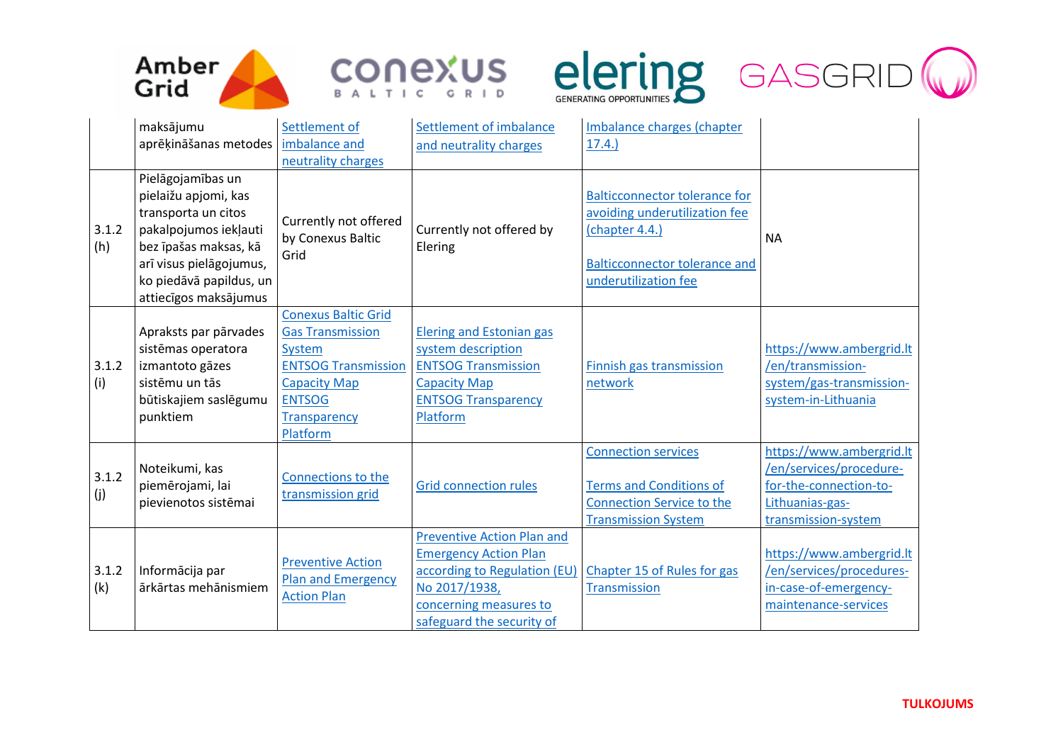|  |  |  |  |  |  |
|---|---|---|---|---|---|
|  | maksājumu aprēķināšanas metodes | Settlement of imbalance and neutrality charges | Settlement of imbalance and neutrality charges | Imbalance charges (chapter 17.4.) |  |
| 3.1.2 (h) | Pielāgojamības un pielaižu apjomi, kas transporta un citos pakalpojumos iekļauti bez īpašas maksas, kā arī visus pielāgojumus, ko piedāvā papildus, un attiecīgos maksājumus | Currently not offered by Conexus Baltic Grid | Currently not offered by Elering | Balticconnector tolerance for avoiding underutilization fee (chapter 4.4.)<br><br>Balticconnector tolerance and underutilization fee | NA |
| 3.1.2 (i) | Apraksts par pārvades sistēmas operatora izmantoto gāzes sistēmu un tās būtiskajiem saslēgumu punktiem | Conexus Baltic Grid Gas Transmission System<br>ENTSOG Transmission Capacity Map<br>ENTSOG Transparency Platform | Elering and Estonian gas system description<br>ENTSOG Transmission Capacity Map<br>ENTSOG Transparency Platform | Finnish gas transmission network | https://www.ambergrid.lt/en/transmission-system/gas-transmission-system-in-Lithuania |
| 3.1.2 (j) | Noteikumi, kas piemērojami, lai pievienotos sistēmai | Connections to the transmission grid | Grid connection rules | Connection services<br><br>Terms and Conditions of Connection Service to the Transmission System | https://www.ambergrid.lt/en/services/procedure-for-the-connection-to-Lithuanias-gas-transmission-system |
| 3.1.2 (k) | Informācija par ārkārtas mehānismiem | Preventive Action Plan and Emergency Action Plan | Preventive Action Plan and Emergency Action Plan according to Regulation (EU) No 2017/1938, concerning measures to safeguard the security of | Chapter 15 of Rules for gas Transmission | https://www.ambergrid.lt/en/services/procedures-in-case-of-emergency-maintenance-services |

TULKOJUMS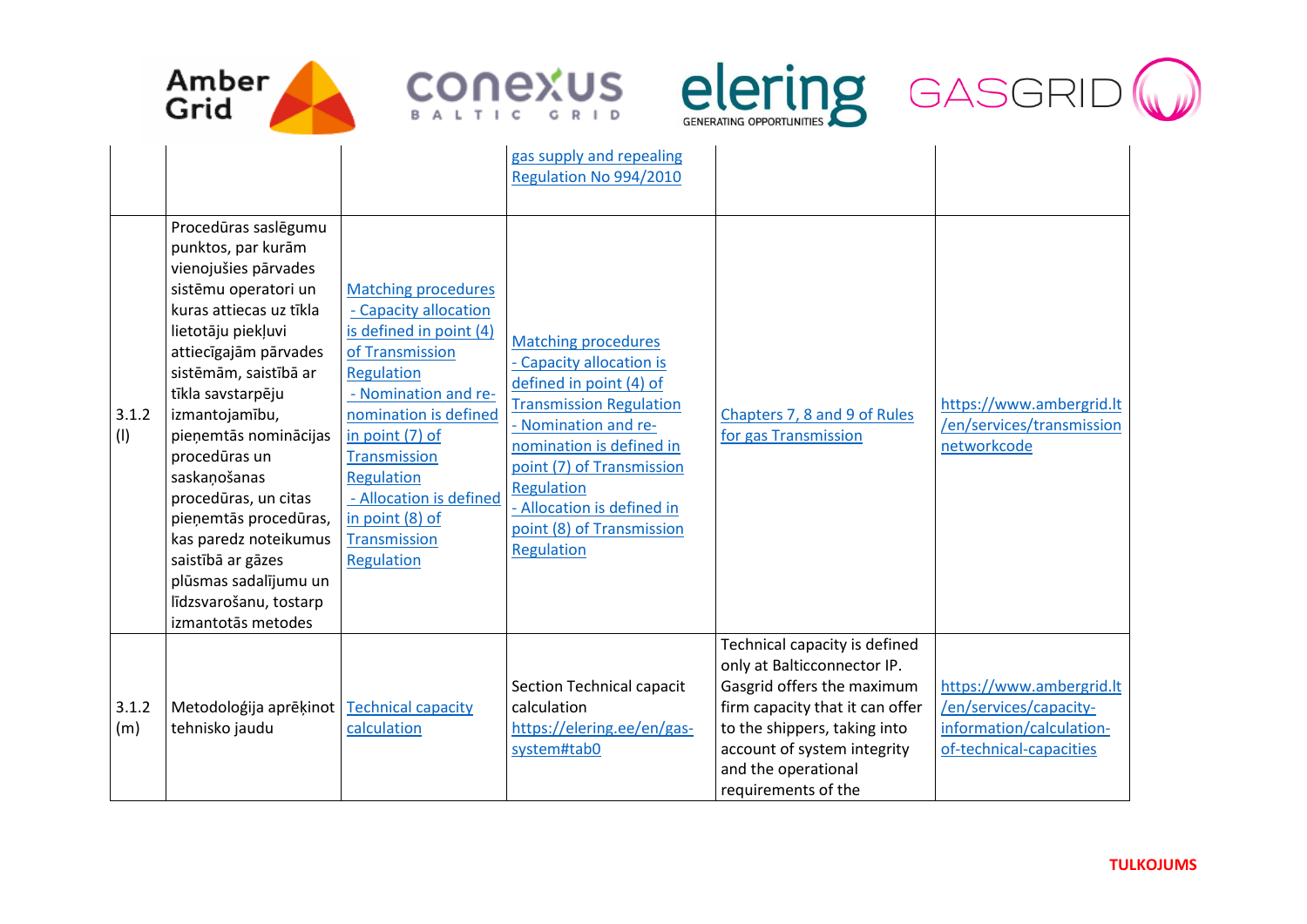| | | | | | |
|---|---|---|---|---|---|
| | | | gas supply and repealing Regulation No 994/2010 | | |
| 3.1.2 (l) | Procedūras saslēgumu punktos, par kurām vienojušies pārvades sistēmu operatori un kuras attiecas uz tīkla lietotāju piekļuvi attiecīgajām pārvades sistēmām, saistībā ar tīkla savstarpēju izmantojamību, pieņemtās nominācijas procedūras un saskaņošanas procedūras, un citas pieņemtās procedūras, kas paredz noteikumus saistībā ar gāzes plūsmas sadalījumu un līdzsvarošanu, tostarp izmantotās metodes | Matching procedures - Capacity allocation is defined in point (4) of Transmission Regulation - Nomination and re-nomination is defined in point (7) of Transmission Regulation - Allocation is defined in point (8) of Transmission Regulation | Matching procedures - Capacity allocation is defined in point (4) of Transmission Regulation - Nomination and re-nomination is defined in point (7) of Transmission Regulation - Allocation is defined in point (8) of Transmission Regulation | Chapters 7, 8 and 9 of Rules for gas Transmission | https://www.ambergrid.lt/en/services/transmission networkcode |
| 3.1.2 (m) | Metodoloģija aprēķinot tehnisko jaudu | Technical capacity calculation | Section Technical capacit calculation https://elering.ee/en/gas-system#tab0 | Technical capacity is defined only at Balticconnector IP. Gasgrid offers the maximum firm capacity that it can offer to the shippers, taking into account of system integrity and the operational requirements of the | https://www.ambergrid.lt/en/services/capacity-information/calculation-of-technical-capacities |

TULKOJUMS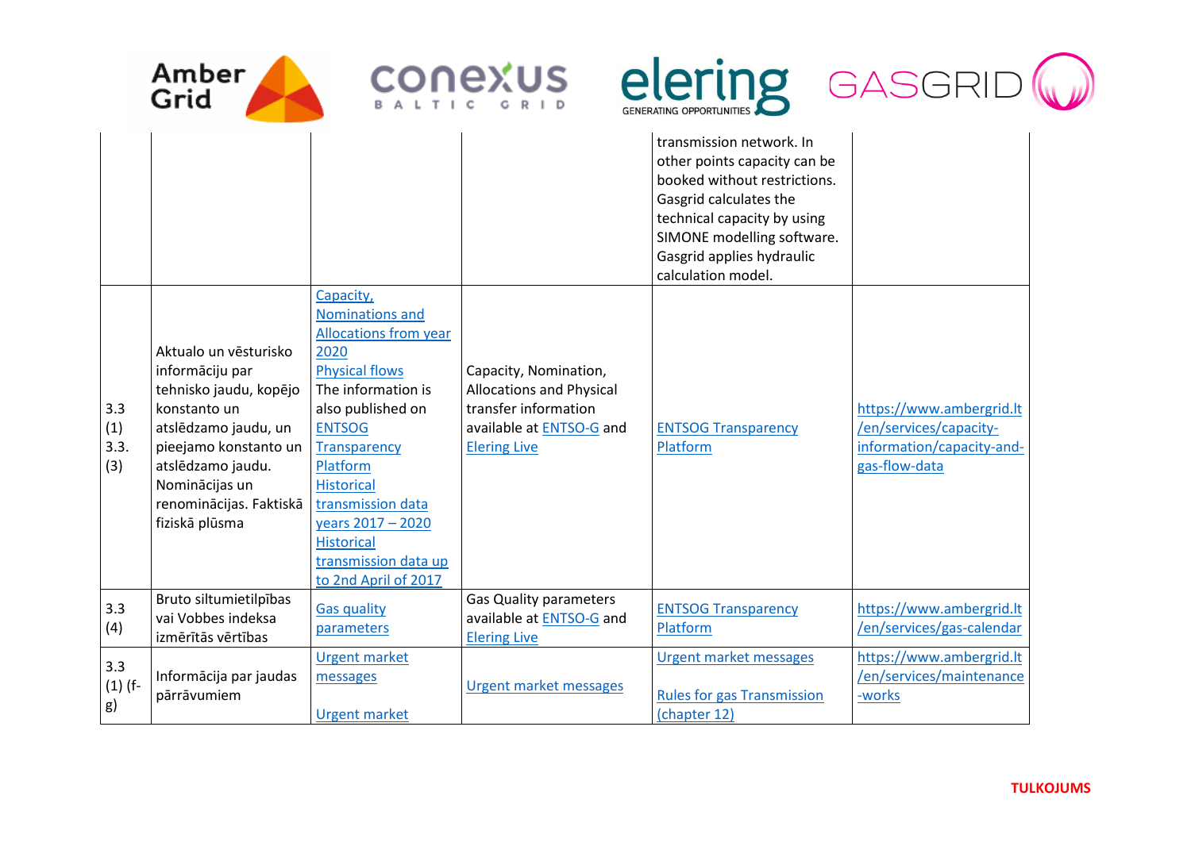| | | | | | |
|---|---|---|---|---|---|
| | | | | transmission network. In other points capacity can be booked without restrictions. Gasgrid calculates the technical capacity by using SIMONE modelling software. Gasgrid applies hydraulic calculation model. | |
| 3.3 (1) 3.3. (3) | Aktualo un vēsturisko informāciju par tehnisko jaudu, kopējo konstanto un atslēdzamo jaudu, un pieejamo konstanto un atslēdzamo jaudu. Nominācijas un renominācijas. Faktiskā fiziskā plūsma | Capacity, Nominations and Allocations from year 2020<br>Physical flows<br>The information is also published on ENTSOG Transparency Platform<br>Historical transmission data years 2017 – 2020<br>Historical transmission data up to 2nd April of 2017 | Capacity, Nomination, Allocations and Physical transfer information available at ENTSO-G and Elering Live | ENTSOG Transparency Platform | https://www.ambergrid.lt/en/services/capacity-information/capacity-and-gas-flow-data |
| 3.3 (4) | Bruto siltumietilpības vai Vobbes indeksa izmērītās vērtības | Gas quality parameters | Gas Quality parameters available at ENTSO-G and Elering Live | ENTSOG Transparency Platform | https://www.ambergrid.lt/en/services/gas-calendar |
| 3.3 (1) (f-g) | Informācija par jaudas pārrāvumiem | Urgent market messages<br><br>Urgent market | Urgent market messages | Urgent market messages<br><br>Rules for gas Transmission (chapter 12) | https://www.ambergrid.lt/en/services/maintenance-works |

TULKOJUMS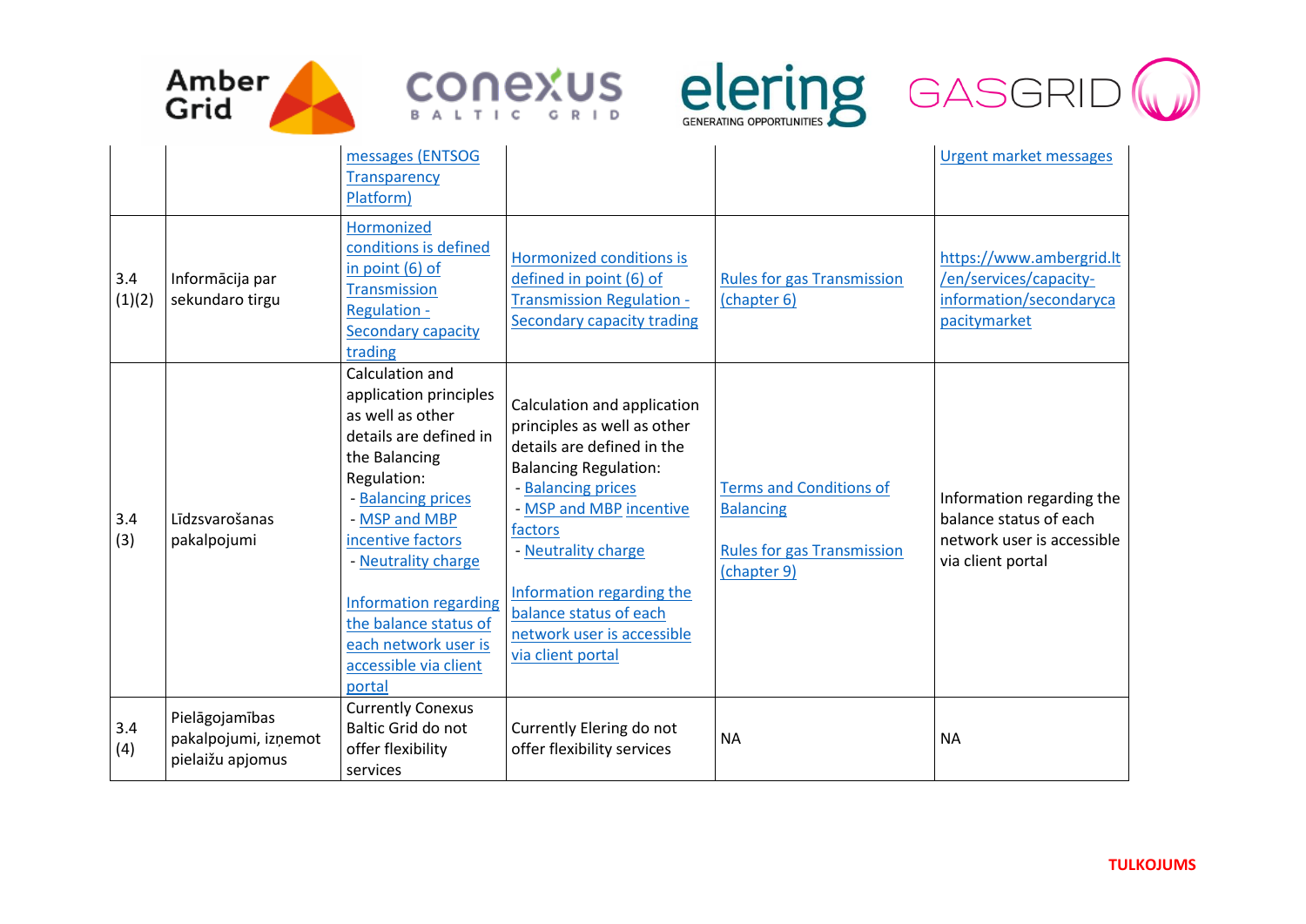| | | messages (ENTSOG Transparency Platform) | | | Urgent market messages |
|---|---|---|---|---|---|
| 3.4 (1)(2) | Informācija par sekundaro tirgu | Hormonized conditions is defined in point (6) of Transmission Regulation - Secondary capacity trading | Hormonized conditions is defined in point (6) of Transmission Regulation - Secondary capacity trading | Rules for gas Transmission (chapter 6) | https://www.ambergrid.lt/en/services/capacity-information/secondarycapacitymarket |
| 3.4 (3) | Līdzsvarošanas pakalpojumi | Calculation and application principles as well as other details are defined in the Balancing Regulation:<br>- Balancing prices<br>- MSP and MBP incentive factors<br>- Neutrality charge<br><br>Information regarding the balance status of each network user is accessible via client portal | Calculation and application principles as well as other details are defined in the Balancing Regulation:<br>- Balancing prices<br>- MSP and MBP incentive factors<br>- Neutrality charge<br><br>Information regarding the balance status of each network user is accessible via client portal | Terms and Conditions of Balancing<br><br>Rules for gas Transmission (chapter 9) | Information regarding the balance status of each network user is accessible via client portal |
| 3.4 (4) | Pielāgojamības pakalpojumi, izņemot pielaižu apjomus | Currently Conexus Baltic Grid do not offer flexibility services | Currently Elering do not offer flexibility services | NA | NA |

TULKOJUMS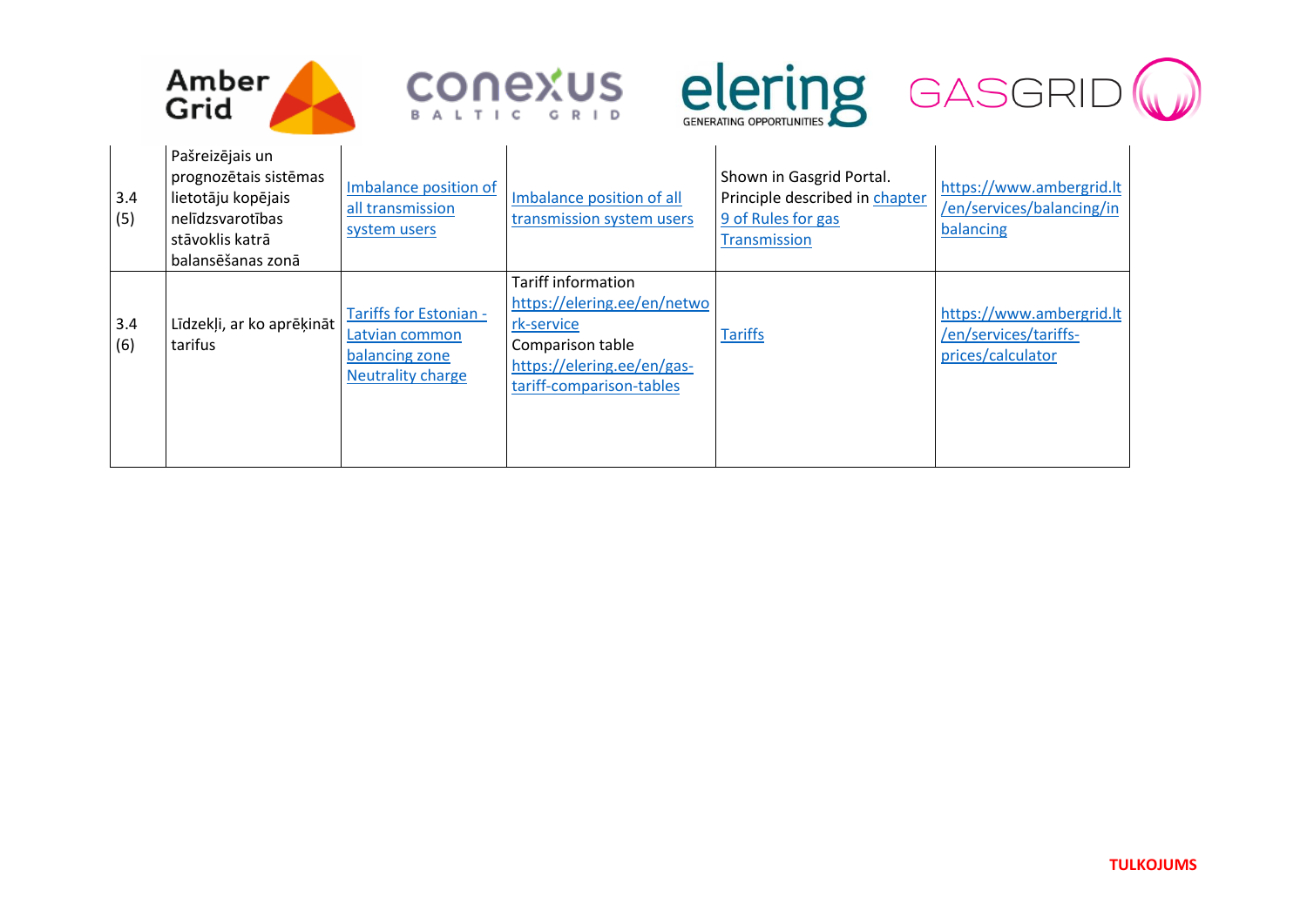| | | | | | |
|---|---|---|---|---|---|
| 3.4 (5) | Pašreizējais un prognozētais sistēmas lietotāju kopējais nelīdzsvarotības stāvoklis katrā balansēšanas zonā | Imbalance position of all transmission system users | Imbalance position of all transmission system users | Shown in Gasgrid Portal. Principle described in chapter 9 of Rules for gas Transmission | https://www.ambergrid.lt/en/services/balancing/inbalancing |
| 3.4 (6) | Līdzekļi, ar ko aprēķināt tarifus | Tariffs for Estonian - Latvian common balancing zone Neutrality charge | Tariff information https://elering.ee/en/network-service Comparison table https://elering.ee/en/gas-tariff-comparison-tables | Tariffs | https://www.ambergrid.lt/en/services/tariffs-prices/calculator |

TULKOJUMS